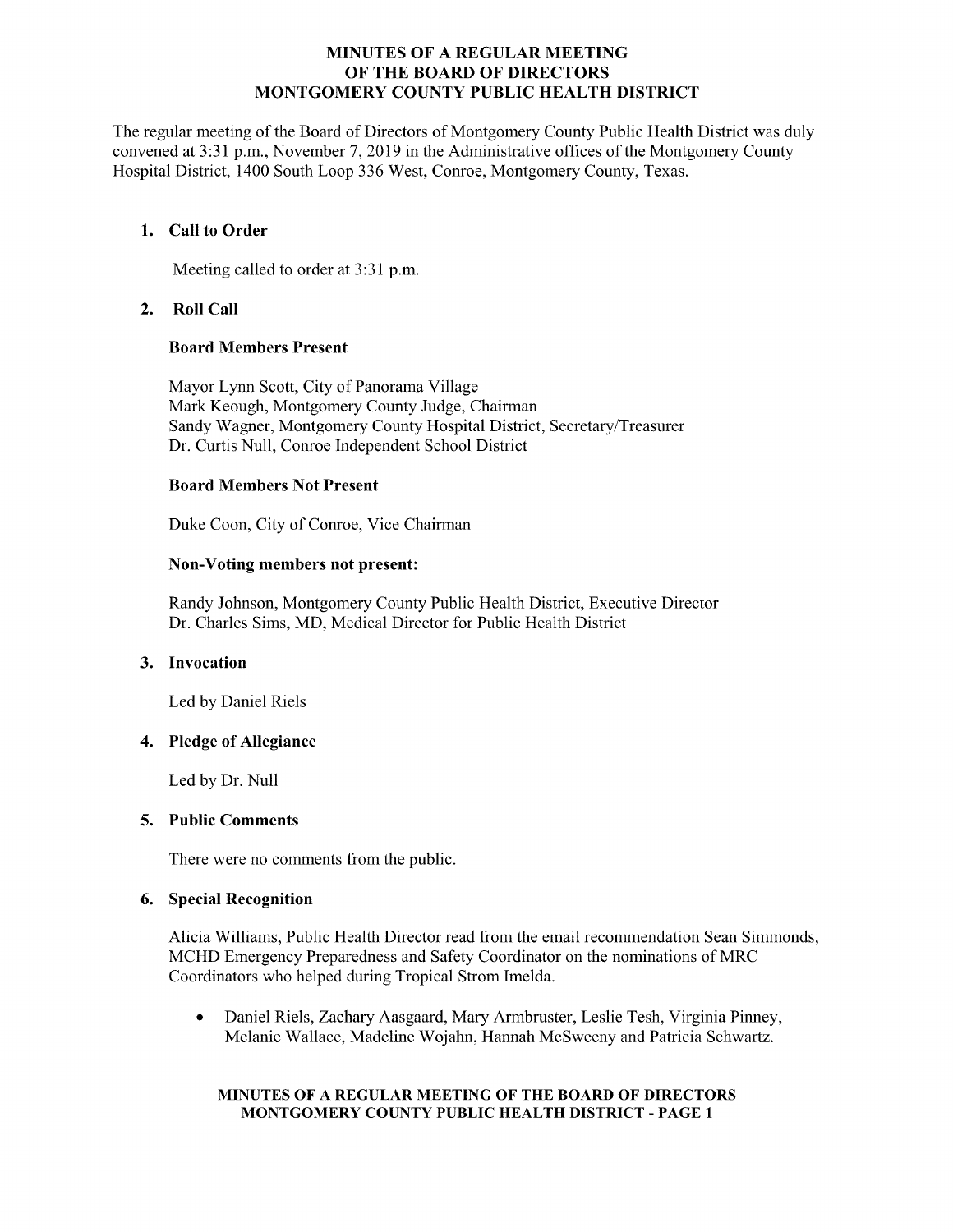**MINUTES OF A REGULAR MEETING OF THE BOARD OF DIRECTORS MONTGOMERY COUNTY PUBLIC HEALTH DISTRICT**

The regular meeting of the Board of Directors of Montgomery County Public Health District was duly convened at 3:31 p.m., November 7, 2019 in the Administrative offices of the Montgomery County Hospital District, 1400 South Loop 336 West, Conroe, Montgomery County, Texas.

1. **Call to Order**

   Meeting called to order at 3:31 p.m.

2. **Roll Call**

   **Board Members Present**

   Mayor Lynn Scott, City of Panorama Village
   Mark Keough, Montgomery County Judge, Chairman
   Sandy Wagner, Montgomery County Hospital District, Secretary/Treasurer
   Dr. Curtis Null, Conroe Independent School District

   **Board Members Not Present**

   Duke Coon, City of Conroe, Vice Chairman

   **Non-Voting members not present:**

   Randy Johnson, Montgomery County Public Health District, Executive Director
   Dr. Charles Sims, MD, Medical Director for Public Health District

3. **Invocation**

   Led by Daniel Riels

4. **Pledge of Allegiance**

   Led by Dr. Null

5. **Public Comments**

   There were no comments from the public.

6. **Special Recognition**

   Alicia Williams, Public Health Director read from the email recommendation Sean Simmonds, MCHD Emergency Preparedness and Safety Coordinator on the nominations of MRC Coordinators who helped during Tropical Strom Imelda.

   - Daniel Riels, Zachary Aasgaard, Mary Armbruster, Leslie Tesh, Virginia Pinney, Melanie Wallace, Madeline Wojahn, Hannah McSweeny and Patricia Schwartz.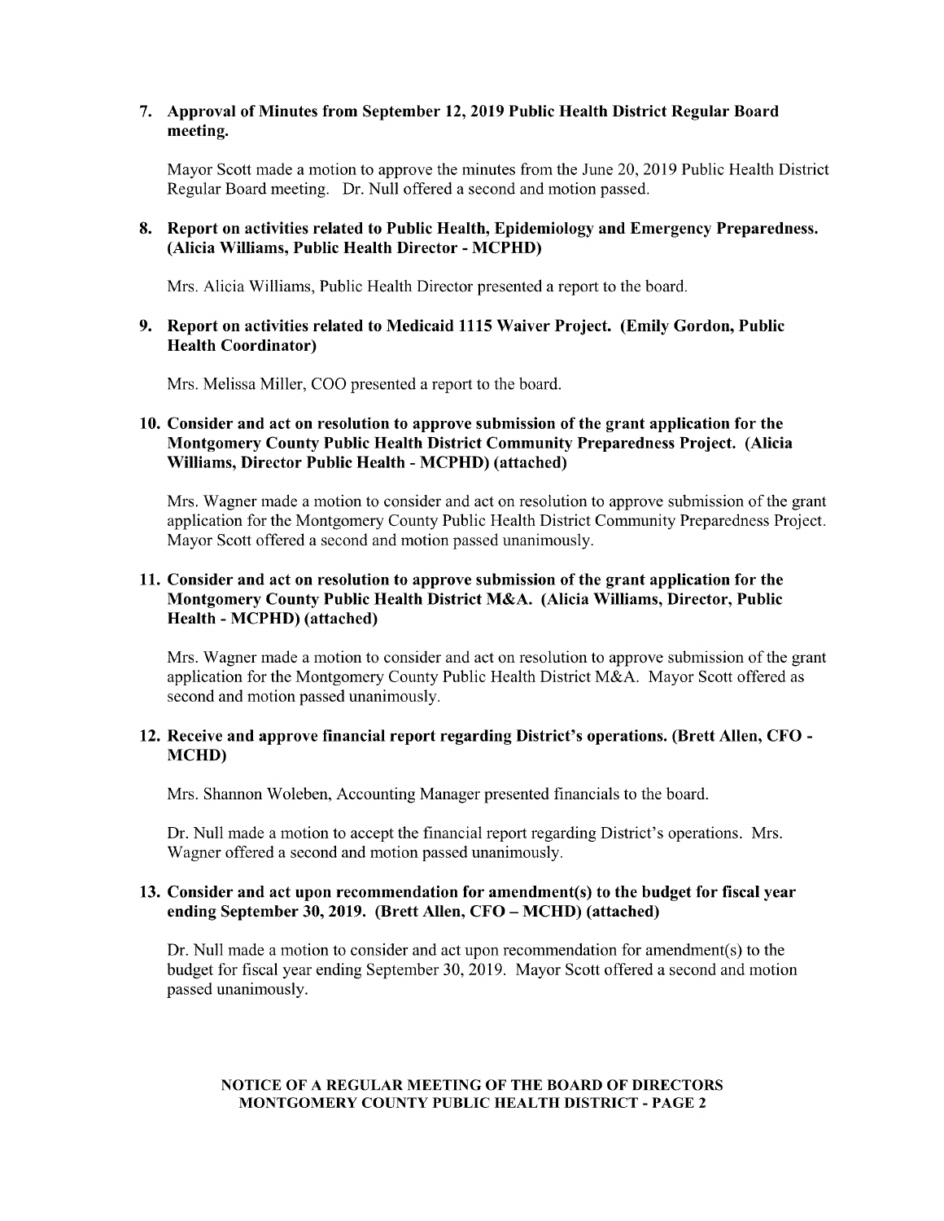**7. Approval of Minutes from September 12, 2019 Public Health District Regular Board meeting.**

Mayor Scott made a motion to approve the minutes from the June 20, 2019 Public Health District Regular Board meeting. Dr. Null offered a second and motion passed.

**8. Report on activities related to Public Health, Epidemiology and Emergency Preparedness. (Alicia Williams, Public Health Director - MCPHD)**

Mrs. Alicia Williams, Public Health Director presented a report to the board.

**9. Report on activities related to Medicaid 1115 Waiver Project. (Emily Gordon, Public Health Coordinator)**

Mrs. Melissa Miller, COO presented a report to the board.

**10. Consider and act on resolution to approve submission of the grant application for the Montgomery County Public Health District Community Preparedness Project. (Alicia Williams, Director Public Health - MCPHD) (attached)**

Mrs. Wagner made a motion to consider and act on resolution to approve submission of the grant application for the Montgomery County Public Health District Community Preparedness Project. Mayor Scott offered a second and motion passed unanimously.

**11. Consider and act on resolution to approve submission of the grant application for the Montgomery County Public Health District M&A. (Alicia Williams, Director, Public Health - MCPHD) (attached)**

Mrs. Wagner made a motion to consider and act on resolution to approve submission of the grant application for the Montgomery County Public Health District M&A. Mayor Scott offered as second and motion passed unanimously.

**12. Receive and approve financial report regarding District's operations. (Brett Allen, CFO - MCHD)**

Mrs. Shannon Woleben, Accounting Manager presented financials to the board.

Dr. Null made a motion to accept the financial report regarding District's operations. Mrs. Wagner offered a second and motion passed unanimously.

**13. Consider and act upon recommendation for amendment(s) to the budget for fiscal year ending September 30, 2019. (Brett Allen, CFO – MCHD) (attached)**

Dr. Null made a motion to consider and act upon recommendation for amendment(s) to the budget for fiscal year ending September 30, 2019. Mayor Scott offered a second and motion passed unanimously.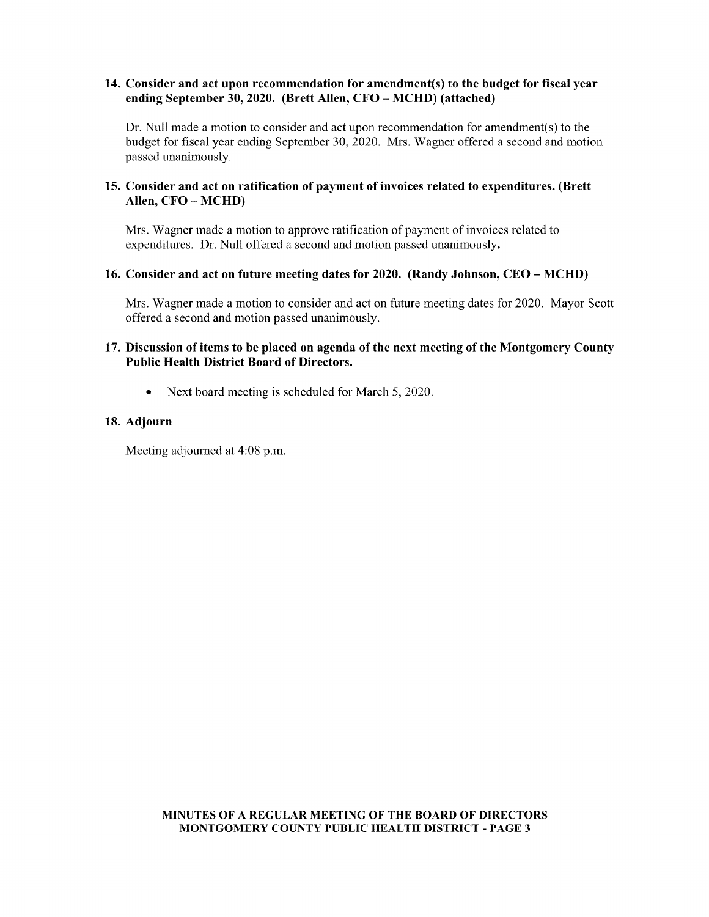**14. Consider and act upon recommendation for amendment(s) to the budget for fiscal year ending September 30, 2020. (Brett Allen, CFO – MCHD) (attached)**

Dr. Null made a motion to consider and act upon recommendation for amendment(s) to the budget for fiscal year ending September 30, 2020. Mrs. Wagner offered a second and motion passed unanimously.

**15. Consider and act on ratification of payment of invoices related to expenditures. (Brett Allen, CFO – MCHD)**

Mrs. Wagner made a motion to approve ratification of payment of invoices related to expenditures. Dr. Null offered a second and motion passed unanimously.

**16. Consider and act on future meeting dates for 2020. (Randy Johnson, CEO – MCHD)**

Mrs. Wagner made a motion to consider and act on future meeting dates for 2020. Mayor Scott offered a second and motion passed unanimously.

**17. Discussion of items to be placed on agenda of the next meeting of the Montgomery County Public Health District Board of Directors.**

- Next board meeting is scheduled for March 5, 2020.

**18. Adjourn**

Meeting adjourned at 4:08 p.m.